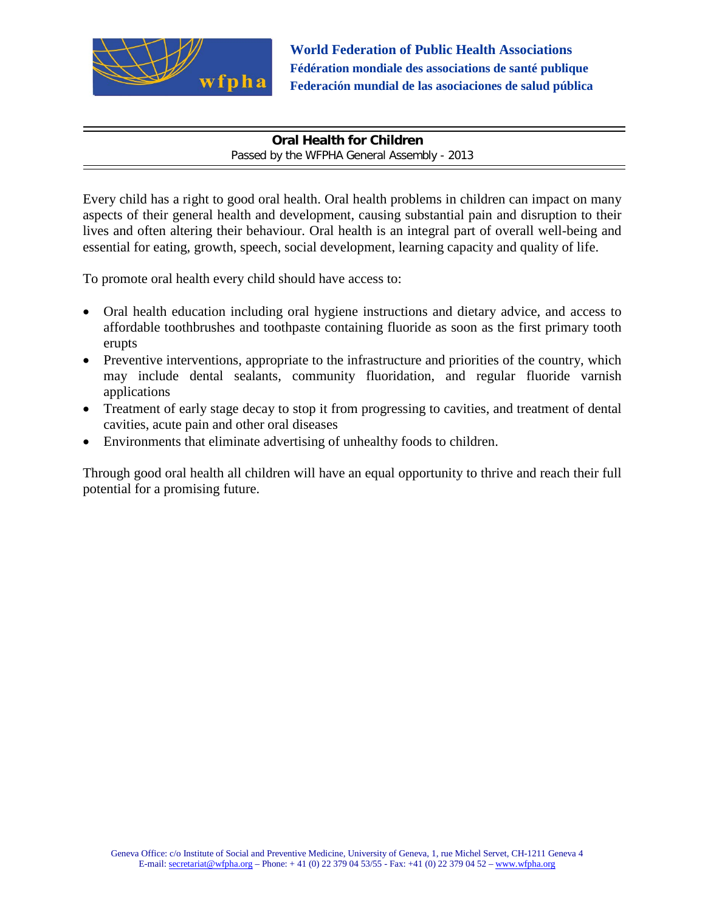**World Federation of Public Health Associations**
**Fédération mondiale des associations de santé publique**
**Federación mundial de las asociaciones de salud pública**

# Oral Health for Children

Passed by the WFPHA General Assembly - 2013

Every child has a right to good oral health. Oral health problems in children can impact on many aspects of their general health and development, causing substantial pain and disruption to their lives and often altering their behaviour. Oral health is an integral part of overall well-being and essential for eating, growth, speech, social development, learning capacity and quality of life.

To promote oral health every child should have access to:

- Oral health education including oral hygiene instructions and dietary advice, and access to affordable toothbrushes and toothpaste containing fluoride as soon as the first primary tooth erupts
- Preventive interventions, appropriate to the infrastructure and priorities of the country, which may include dental sealants, community fluoridation, and regular fluoride varnish applications
- Treatment of early stage decay to stop it from progressing to cavities, and treatment of dental cavities, acute pain and other oral diseases
- Environments that eliminate advertising of unhealthy foods to children.

Through good oral health all children will have an equal opportunity to thrive and reach their full potential for a promising future.

Geneva Office: c/o Institute of Social and Preventive Medicine, University of Geneva, 1, rue Michel Servet, CH-1211 Geneva 4
E-mail: secretariat@wfpha.org – Phone: + 41 (0) 22 379 04 53/55 - Fax: +41 (0) 22 379 04 52 – www.wfpha.org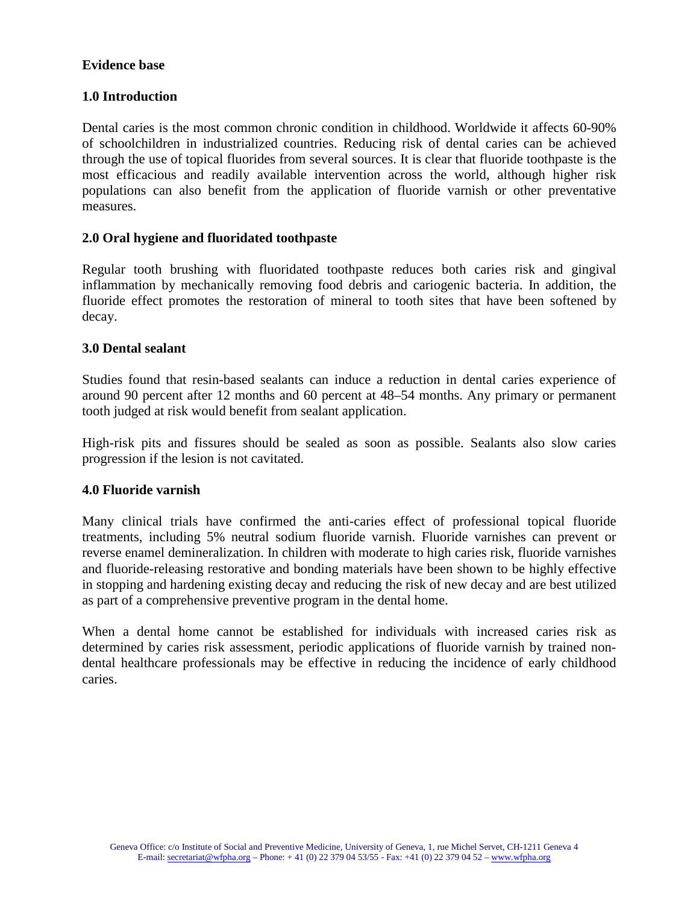## Evidence base

### 1.0 Introduction

Dental caries is the most common chronic condition in childhood. Worldwide it affects 60-90% of schoolchildren in industrialized countries. Reducing risk of dental caries can be achieved through the use of topical fluorides from several sources. It is clear that fluoride toothpaste is the most efficacious and readily available intervention across the world, although higher risk populations can also benefit from the application of fluoride varnish or other preventative measures.

### 2.0 Oral hygiene and fluoridated toothpaste

Regular tooth brushing with fluoridated toothpaste reduces both caries risk and gingival inflammation by mechanically removing food debris and cariogenic bacteria. In addition, the fluoride effect promotes the restoration of mineral to tooth sites that have been softened by decay.

### 3.0 Dental sealant

Studies found that resin-based sealants can induce a reduction in dental caries experience of around 90 percent after 12 months and 60 percent at 48–54 months. Any primary or permanent tooth judged at risk would benefit from sealant application.

High-risk pits and fissures should be sealed as soon as possible. Sealants also slow caries progression if the lesion is not cavitated.

### 4.0 Fluoride varnish

Many clinical trials have confirmed the anti-caries effect of professional topical fluoride treatments, including 5% neutral sodium fluoride varnish. Fluoride varnishes can prevent or reverse enamel demineralization. In children with moderate to high caries risk, fluoride varnishes and fluoride-releasing restorative and bonding materials have been shown to be highly effective in stopping and hardening existing decay and reducing the risk of new decay and are best utilized as part of a comprehensive preventive program in the dental home.

When a dental home cannot be established for individuals with increased caries risk as determined by caries risk assessment, periodic applications of fluoride varnish by trained non-dental healthcare professionals may be effective in reducing the incidence of early childhood caries.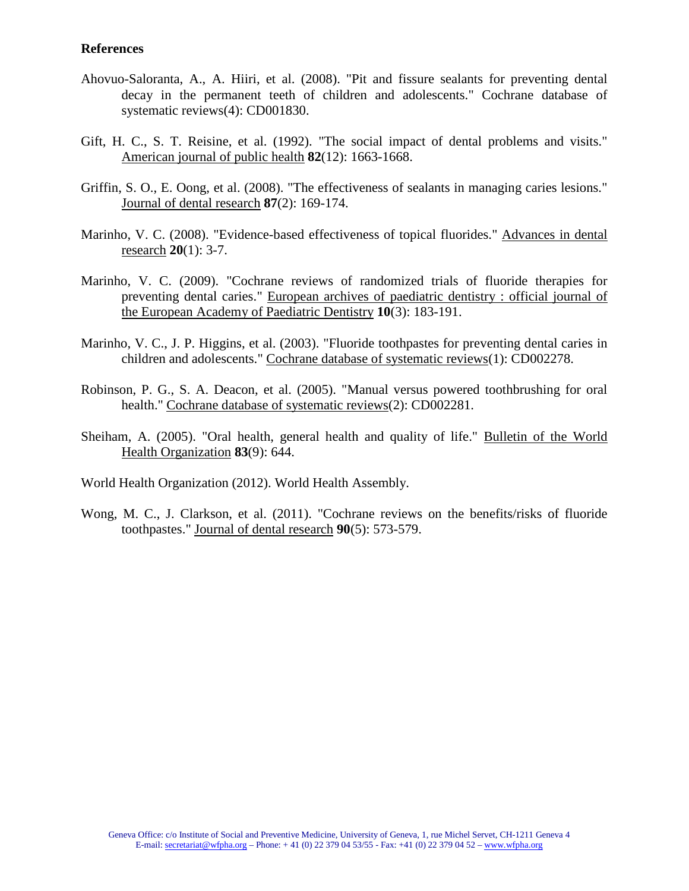**References**

Ahovuo-Saloranta, A., A. Hiiri, et al. (2008). "Pit and fissure sealants for preventing dental decay in the permanent teeth of children and adolescents." Cochrane database of systematic reviews(4): CD001830.

Gift, H. C., S. T. Reisine, et al. (1992). "The social impact of dental problems and visits." American journal of public health **82**(12): 1663-1668.

Griffin, S. O., E. Oong, et al. (2008). "The effectiveness of sealants in managing caries lesions." Journal of dental research **87**(2): 169-174.

Marinho, V. C. (2008). "Evidence-based effectiveness of topical fluorides." Advances in dental research **20**(1): 3-7.

Marinho, V. C. (2009). "Cochrane reviews of randomized trials of fluoride therapies for preventing dental caries." European archives of paediatric dentistry : official journal of the European Academy of Paediatric Dentistry **10**(3): 183-191.

Marinho, V. C., J. P. Higgins, et al. (2003). "Fluoride toothpastes for preventing dental caries in children and adolescents." Cochrane database of systematic reviews(1): CD002278.

Robinson, P. G., S. A. Deacon, et al. (2005). "Manual versus powered toothbrushing for oral health." Cochrane database of systematic reviews(2): CD002281.

Sheiham, A. (2005). "Oral health, general health and quality of life." Bulletin of the World Health Organization **83**(9): 644.

World Health Organization (2012). World Health Assembly.

Wong, M. C., J. Clarkson, et al. (2011). "Cochrane reviews on the benefits/risks of fluoride toothpastes." Journal of dental research **90**(5): 573-579.